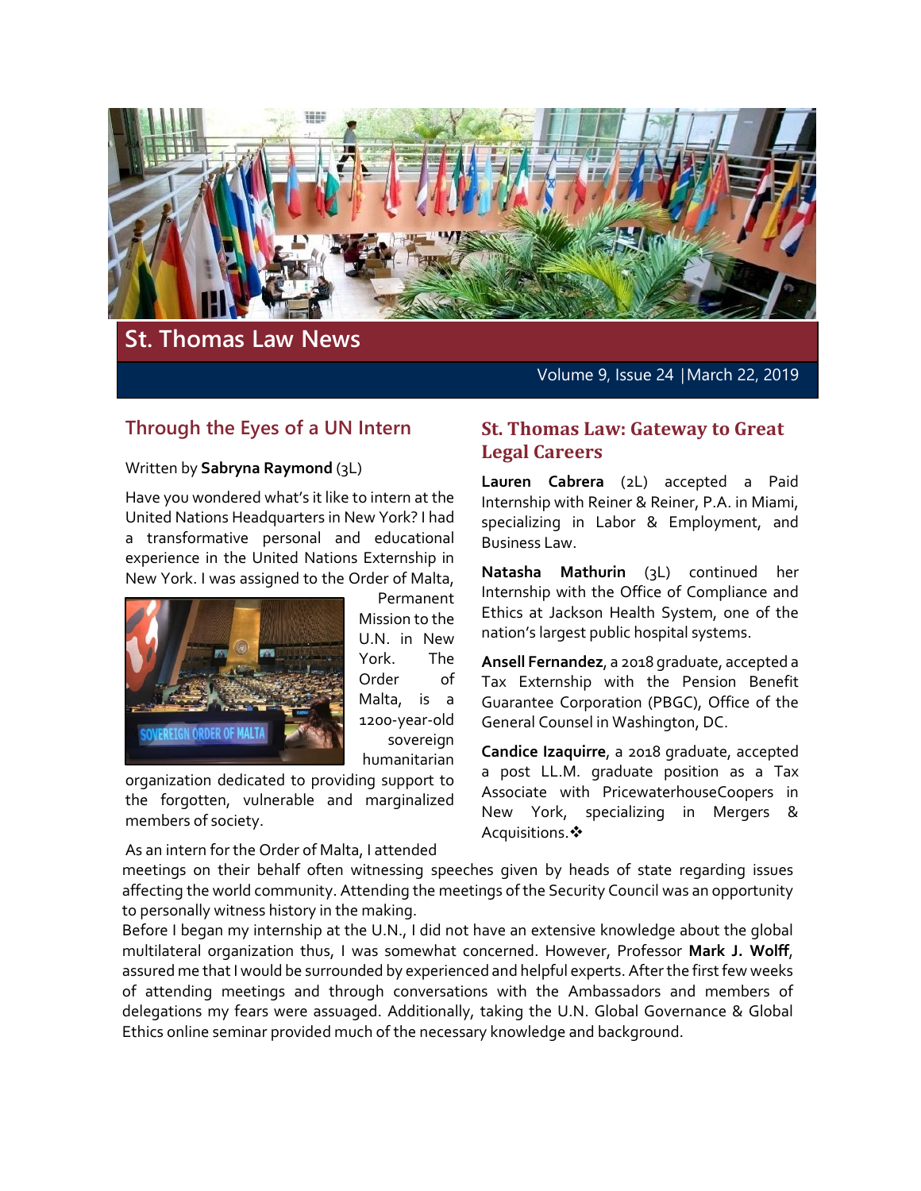# St. Thomas Law News

Volume 9, Issue 24 | March 22, 2019

## Through the Eyes of a UN Intern

Written by **Sabryna Raymond** (3L)

Have you wondered what's it like to intern at the United Nations Headquarters in New York? I had a transformative personal and educational experience in the United Nations Externship in New York. I was assigned to the Order of Malta, Permanent Mission to the U.N. in New York. The Order of Malta, is a 1200-year-old sovereign humanitarian organization dedicated to providing support to the forgotten, vulnerable and marginalized members of society.

As an intern for the Order of Malta, I attended meetings on their behalf often witnessing speeches given by heads of state regarding issues affecting the world community. Attending the meetings of the Security Council was an opportunity to personally witness history in the making.

Before I began my internship at the U.N., I did not have an extensive knowledge about the global multilateral organization thus, I was somewhat concerned. However, Professor **Mark J. Wolff**, assured me that I would be surrounded by experienced and helpful experts. After the first few weeks of attending meetings and through conversations with the Ambassadors and members of delegations my fears were assuaged. Additionally, taking the U.N. Global Governance & Global Ethics online seminar provided much of the necessary knowledge and background.

## St. Thomas Law: Gateway to Great Legal Careers

**Lauren Cabrera** (2L) accepted a Paid Internship with Reiner & Reiner, P.A. in Miami, specializing in Labor & Employment, and Business Law.

**Natasha Mathurin** (3L) continued her Internship with the Office of Compliance and Ethics at Jackson Health System, one of the nation's largest public hospital systems.

**Ansell Fernandez**, a 2018 graduate, accepted a Tax Externship with the Pension Benefit Guarantee Corporation (PBGC), Office of the General Counsel in Washington, DC.

**Candice Izaquirre**, a 2018 graduate, accepted a post LL.M. graduate position as a Tax Associate with PricewaterhouseCoopers in New York, specializing in Mergers & Acquisitions.❖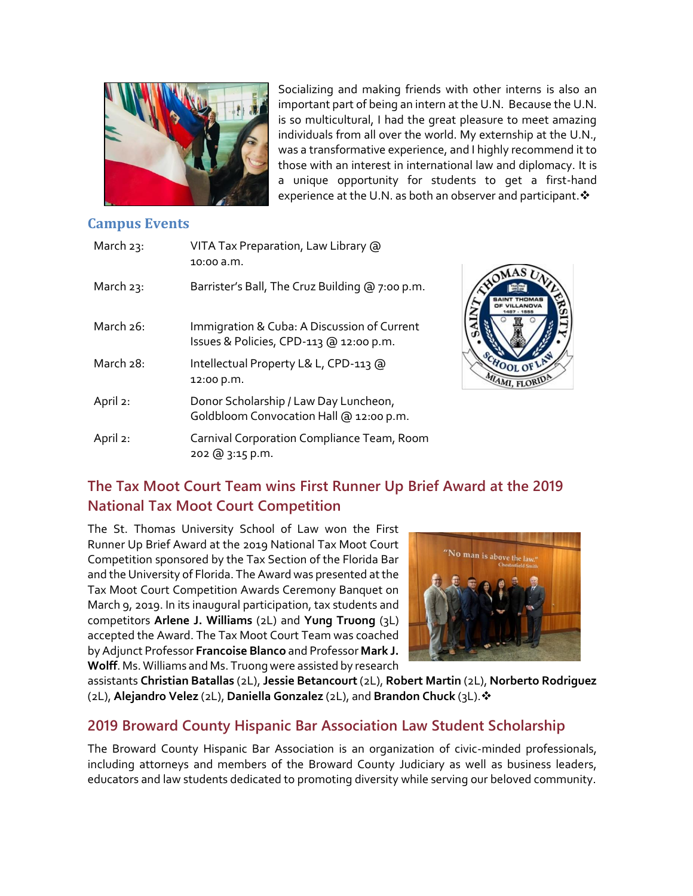Socializing and making friends with other interns is also an important part of being an intern at the U.N. Because the U.N. is so multicultural, I had the great pleasure to meet amazing individuals from all over the world. My externship at the U.N., was a transformative experience, and I highly recommend it to those with an interest in international law and diplomacy. It is a unique opportunity for students to get a first-hand experience at the U.N. as both an observer and participant.❖

## Campus Events

| | |
|---|---|
| March 23: | VITA Tax Preparation, Law Library @ 10:00 a.m. |
| March 23: | Barrister's Ball, The Cruz Building @ 7:00 p.m. |
| March 26: | Immigration & Cuba: A Discussion of Current Issues & Policies, CPD-113 @ 12:00 p.m. |
| March 28: | Intellectual Property L& L, CPD-113 @ 12:00 p.m. |
| April 2: | Donor Scholarship / Law Day Luncheon, Goldbloom Convocation Hall @ 12:00 p.m. |
| April 2: | Carnival Corporation Compliance Team, Room 202 @ 3:15 p.m. |

## The Tax Moot Court Team wins First Runner Up Brief Award at the 2019 National Tax Moot Court Competition

The St. Thomas University School of Law won the First Runner Up Brief Award at the 2019 National Tax Moot Court Competition sponsored by the Tax Section of the Florida Bar and the University of Florida. The Award was presented at the Tax Moot Court Competition Awards Ceremony Banquet on March 9, 2019. In its inaugural participation, tax students and competitors **Arlene J. Williams** (2L) and **Yung Truong** (3L) accepted the Award. The Tax Moot Court Team was coached by Adjunct Professor **Francoise Blanco** and Professor **Mark J. Wolff**. Ms. Williams and Ms. Truong were assisted by research assistants **Christian Batallas** (2L), **Jessie Betancourt** (2L), **Robert Martin** (2L), **Norberto Rodriguez** (2L), **Alejandro Velez** (2L), **Daniella Gonzalez** (2L), and **Brandon Chuck** (3L).❖

## 2019 Broward County Hispanic Bar Association Law Student Scholarship

The Broward County Hispanic Bar Association is an organization of civic-minded professionals, including attorneys and members of the Broward County Judiciary as well as business leaders, educators and law students dedicated to promoting diversity while serving our beloved community.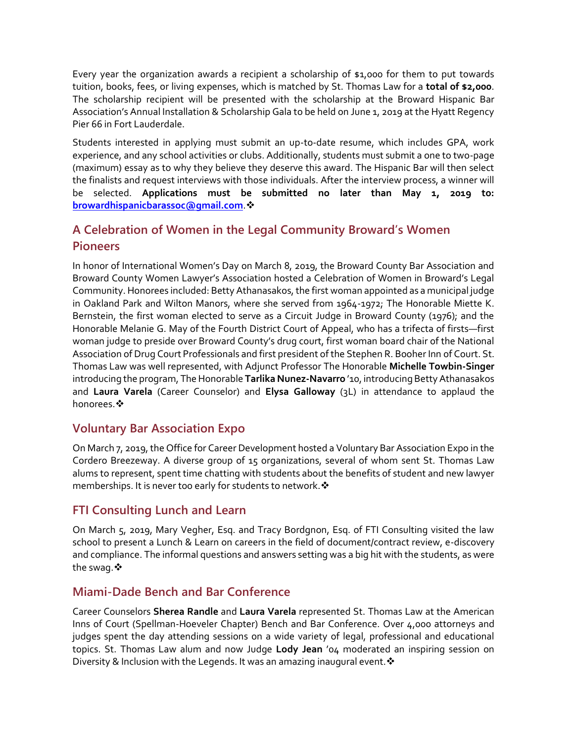Every year the organization awards a recipient a scholarship of $1,000 for them to put towards tuition, books, fees, or living expenses, which is matched by St. Thomas Law for a **total of $2,000**. The scholarship recipient will be presented with the scholarship at the Broward Hispanic Bar Association's Annual Installation & Scholarship Gala to be held on June 1, 2019 at the Hyatt Regency Pier 66 in Fort Lauderdale.

Students interested in applying must submit an up-to-date resume, which includes GPA, work experience, and any school activities or clubs. Additionally, students must submit a one to two-page (maximum) essay as to why they believe they deserve this award. The Hispanic Bar will then select the finalists and request interviews with those individuals. After the interview process, a winner will be selected. **Applications must be submitted no later than May 1, 2019 to: browardhispanicbarassoc@gmail.com**.❖

## A Celebration of Women in the Legal Community Broward's Women Pioneers

In honor of International Women's Day on March 8, 2019, the Broward County Bar Association and Broward County Women Lawyer's Association hosted a Celebration of Women in Broward's Legal Community. Honorees included: Betty Athanasakos, the first woman appointed as a municipal judge in Oakland Park and Wilton Manors, where she served from 1964-1972; The Honorable Miette K. Bernstein, the first woman elected to serve as a Circuit Judge in Broward County (1976); and the Honorable Melanie G. May of the Fourth District Court of Appeal, who has a trifecta of firsts—first woman judge to preside over Broward County's drug court, first woman board chair of the National Association of Drug Court Professionals and first president of the Stephen R. Booher Inn of Court. St. Thomas Law was well represented, with Adjunct Professor The Honorable **Michelle Towbin-Singer** introducing the program, The Honorable **Tarlika Nunez-Navarro** '10, introducing Betty Athanasakos and **Laura Varela** (Career Counselor) and **Elysa Galloway** (3L) in attendance to applaud the honorees.❖

## Voluntary Bar Association Expo

On March 7, 2019, the Office for Career Development hosted a Voluntary Bar Association Expo in the Cordero Breezeway. A diverse group of 15 organizations, several of whom sent St. Thomas Law alums to represent, spent time chatting with students about the benefits of student and new lawyer memberships. It is never too early for students to network.❖

## FTI Consulting Lunch and Learn

On March 5, 2019, Mary Vegher, Esq. and Tracy Bordgnon, Esq. of FTI Consulting visited the law school to present a Lunch & Learn on careers in the field of document/contract review, e-discovery and compliance. The informal questions and answers setting was a big hit with the students, as were the swag.❖

## Miami-Dade Bench and Bar Conference

Career Counselors **Sherea Randle** and **Laura Varela** represented St. Thomas Law at the American Inns of Court (Spellman-Hoeveler Chapter) Bench and Bar Conference. Over 4,000 attorneys and judges spent the day attending sessions on a wide variety of legal, professional and educational topics. St. Thomas Law alum and now Judge **Lody Jean** '04 moderated an inspiring session on Diversity & Inclusion with the Legends. It was an amazing inaugural event.❖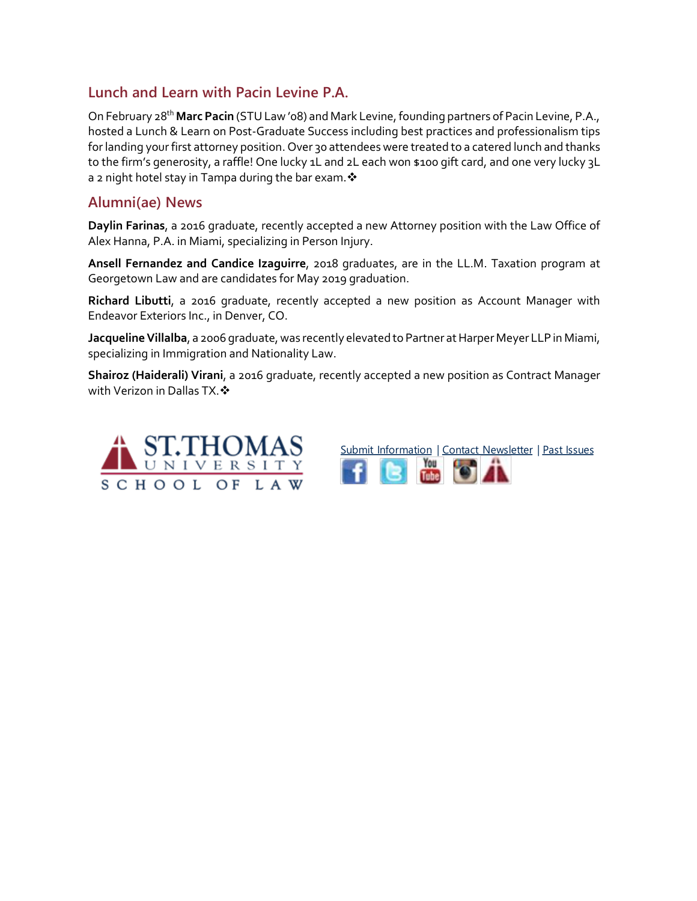## Lunch and Learn with Pacin Levine P.A.

On February 28th **Marc Pacin** (STU Law '08) and Mark Levine, founding partners of Pacin Levine, P.A., hosted a Lunch & Learn on Post-Graduate Success including best practices and professionalism tips for landing your first attorney position. Over 30 attendees were treated to a catered lunch and thanks to the firm's generosity, a raffle! One lucky 1L and 2L each won $100 gift card, and one very lucky 3L a 2 night hotel stay in Tampa during the bar exam.❖

## Alumni(ae) News

**Daylin Farinas**, a 2016 graduate, recently accepted a new Attorney position with the Law Office of Alex Hanna, P.A. in Miami, specializing in Person Injury.

**Ansell Fernandez and Candice Izaguirre**, 2018 graduates, are in the LL.M. Taxation program at Georgetown Law and are candidates for May 2019 graduation.

**Richard Libutti**, a 2016 graduate, recently accepted a new position as Account Manager with Endeavor Exteriors Inc., in Denver, CO.

**Jacqueline Villalba**, a 2006 graduate, was recently elevated to Partner at Harper Meyer LLP in Miami, specializing in Immigration and Nationality Law.

**Shairoz (Haiderali) Virani**, a 2016 graduate, recently accepted a new position as Contract Manager with Verizon in Dallas TX.❖

ST.THOMAS UNIVERSITY SCHOOL OF LAW

Submit Information | Contact Newsletter | Past Issues